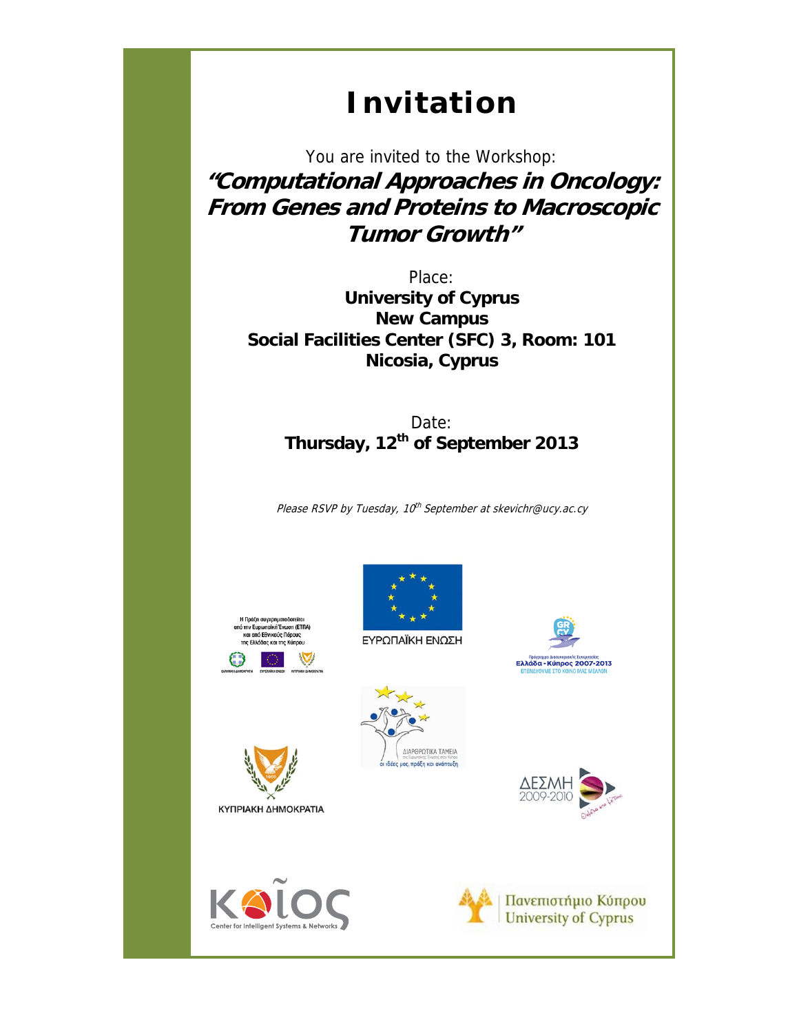# Invitation

You are invited to the Workshop:

***"Computational Approaches in Oncology: From Genes and Proteins to Macroscopic Tumor Growth"***

Place:

**University of Cyprus**
**New Campus**
**Social Facilities Center (SFC) 3, Room: 101**
**Nicosia, Cyprus**

Date:

**Thursday, 12th of September 2013**

*Please RSVP by Tuesday, 10th September at skevichr@ucy.ac.cy*

Η Πράξη συγχρηματοδοτείται από την Ευρωπαϊκή Ένωση (ΕΤΠΑ) και από Εθνικούς Πόρους της Ελλάδας και της Κύπρου

ΕΥΡΩΠΑΪΚΗ ΕΝΩΣΗ

Πρόγραμμα Διασυνοριακής Συνεργασίας Ελλάδα - Κύπρος 2007-2013 ΕΠΕΝΔΥΟΥΜΕ ΣΤΟ ΚΟΙΝΟ ΜΑΣ ΜΕΛΛΟΝ

ΔΙΑΡΘΡΩΤΙΚΑ ΤΑΜΕΙΑ της Ευρωπαϊκής Ένωσης στην Κύπρο — οι ιδέες μας, πράξη και ανάπτυξη

ΚΥΠΡΙΑΚΗ ΔΗΜΟΚΡΑΤΙΑ

ΔΕΣΜΗ 2009-2010

ΚΟΙΟΣ — Center for Intelligent Systems & Networks

Πανεπιστήμιο Κύπρου — University of Cyprus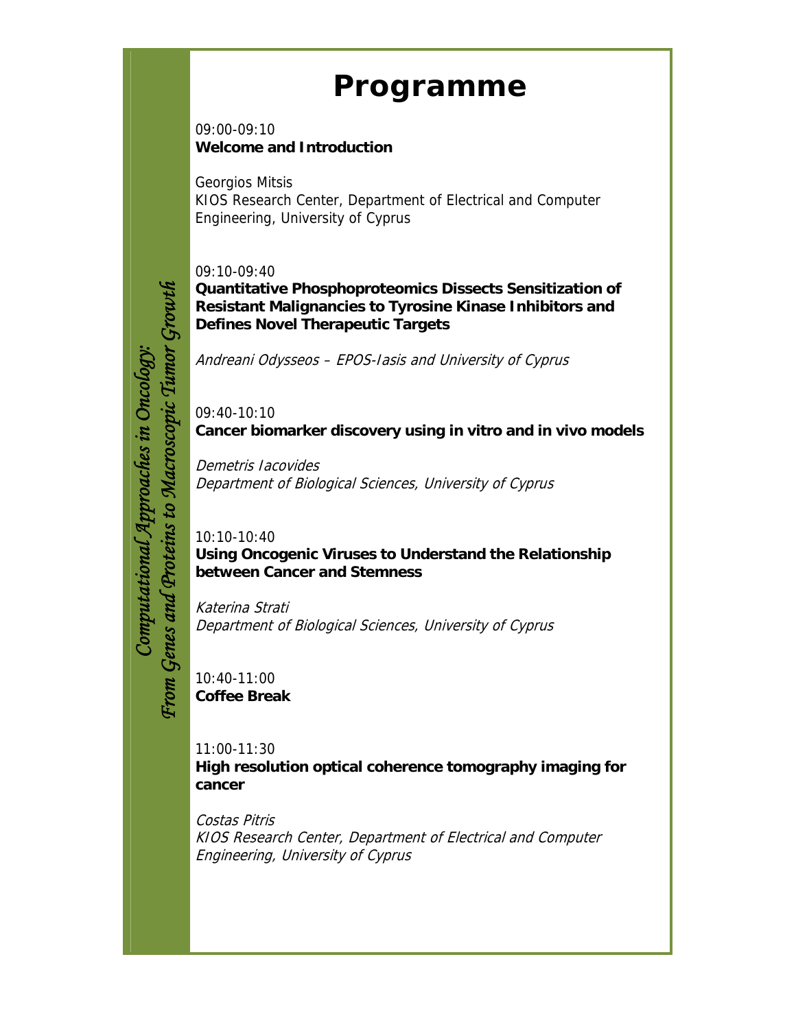# Programme

09:00-09:10
**Welcome and Introduction**

Georgios Mitsis
KIOS Research Center, Department of Electrical and Computer Engineering, University of Cyprus

09:10-09:40
**Quantitative Phosphoproteomics Dissects Sensitization of Resistant Malignancies to Tyrosine Kinase Inhibitors and Defines Novel Therapeutic Targets**

*Andreani Odysseos – EPOS-Iasis and University of Cyprus*

09:40-10:10
**Cancer biomarker discovery using in vitro and in vivo models**

*Demetris Iacovides*
*Department of Biological Sciences, University of Cyprus*

10:10-10:40
**Using Oncogenic Viruses to Understand the Relationship between Cancer and Stemness**

*Katerina Strati*
*Department of Biological Sciences, University of Cyprus*

10:40-11:00
**Coffee Break**

11:00-11:30
**High resolution optical coherence tomography imaging for cancer**

*Costas Pitris*
*KIOS Research Center, Department of Electrical and Computer Engineering, University of Cyprus*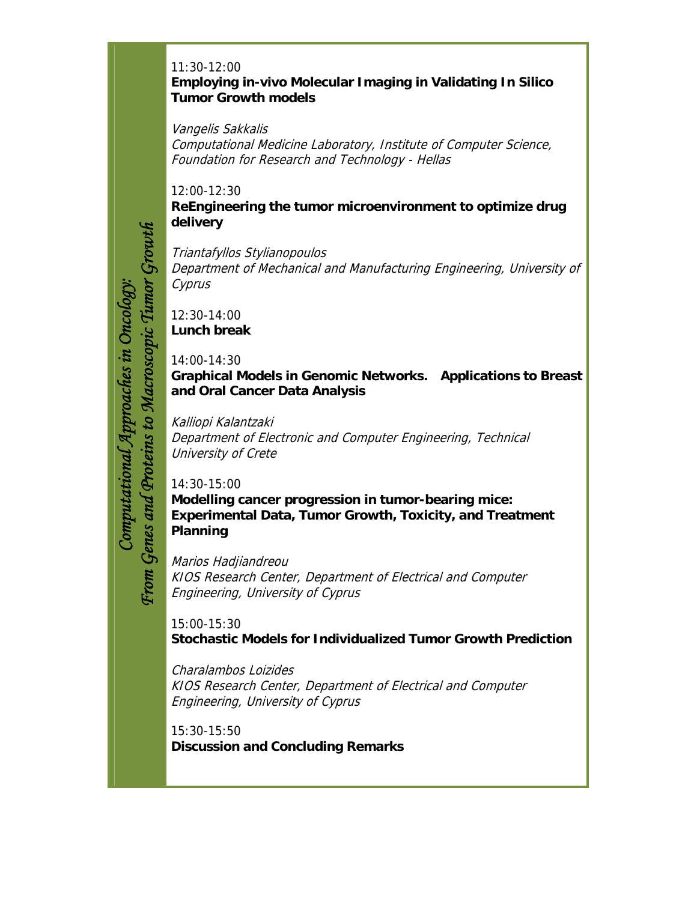11:30-12:00
**Employing in-vivo Molecular Imaging in Validating In Silico Tumor Growth models**

*Vangelis Sakkalis*
*Computational Medicine Laboratory, Institute of Computer Science, Foundation for Research and Technology - Hellas*

12:00-12:30
**ReEngineering the tumor microenvironment to optimize drug delivery**

*Triantafyllos Stylianopoulos*
*Department of Mechanical and Manufacturing Engineering, University of Cyprus*

12:30-14:00
**Lunch break**

14:00-14:30
**Graphical Models in Genomic Networks. Applications to Breast and Oral Cancer Data Analysis**

*Kalliopi Kalantzaki*
*Department of Electronic and Computer Engineering, Technical University of Crete*

14:30-15:00
**Modelling cancer progression in tumor-bearing mice: Experimental Data, Tumor Growth, Toxicity, and Treatment Planning**

*Marios Hadjiandreou*
*KIOS Research Center, Department of Electrical and Computer Engineering, University of Cyprus*

15:00-15:30
**Stochastic Models for Individualized Tumor Growth Prediction**

*Charalambos Loizides*
*KIOS Research Center, Department of Electrical and Computer Engineering, University of Cyprus*

15:30-15:50
**Discussion and Concluding Remarks**